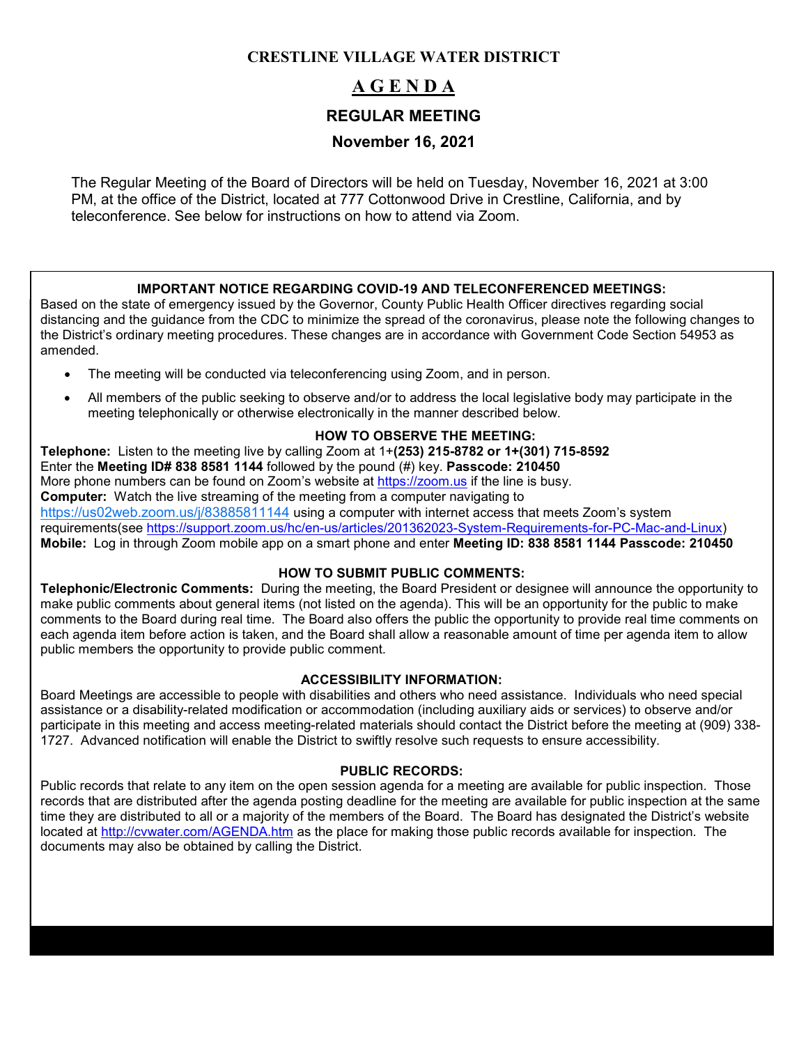# CRESTLINE VILLAGE WATER DISTRICT

## A G E N D A

## REGULAR MEETING

## November 16, 2021

The Regular Meeting of the Board of Directors will be held on Tuesday, November 16, 2021 at 3:00 PM, at the office of the District, located at 777 Cottonwood Drive in Crestline, California, and by teleconference. See below for instructions on how to attend via Zoom.

### IMPORTANT NOTICE REGARDING COVID-19 AND TELECONFERENCED MEETINGS:

Based on the state of emergency issued by the Governor, County Public Health Officer directives regarding social distancing and the guidance from the CDC to minimize the spread of the coronavirus, please note the following changes to the District's ordinary meeting procedures. These changes are in accordance with Government Code Section 54953 as amended.

- The meeting will be conducted via teleconferencing using Zoom, and in person.
- All members of the public seeking to observe and/or to address the local legislative body may participate in the meeting telephonically or otherwise electronically in the manner described below.

### HOW TO OBSERVE THE MEETING:

**Telephone:** Listen to the meeting live by calling Zoom at 1+**(253) 215-8782 or 1+(301) 715-8592**
Enter the **Meeting ID# 838 8581 1144** followed by the pound (#) key. **Passcode: 210450**
More phone numbers can be found on Zoom's website at https://zoom.us if the line is busy.
**Computer:** Watch the live streaming of the meeting from a computer navigating to https://us02web.zoom.us/j/83885811144 using a computer with internet access that meets Zoom's system requirements(see https://support.zoom.us/hc/en-us/articles/201362023-System-Requirements-for-PC-Mac-and-Linux)
**Mobile:** Log in through Zoom mobile app on a smart phone and enter **Meeting ID: 838 8581 1144 Passcode: 210450**

### HOW TO SUBMIT PUBLIC COMMENTS:

**Telephonic/Electronic Comments:** During the meeting, the Board President or designee will announce the opportunity to make public comments about general items (not listed on the agenda). This will be an opportunity for the public to make comments to the Board during real time. The Board also offers the public the opportunity to provide real time comments on each agenda item before action is taken, and the Board shall allow a reasonable amount of time per agenda item to allow public members the opportunity to provide public comment.

### ACCESSIBILITY INFORMATION:

Board Meetings are accessible to people with disabilities and others who need assistance. Individuals who need special assistance or a disability-related modification or accommodation (including auxiliary aids or services) to observe and/or participate in this meeting and access meeting-related materials should contact the District before the meeting at (909) 338-1727. Advanced notification will enable the District to swiftly resolve such requests to ensure accessibility.

### PUBLIC RECORDS:

Public records that relate to any item on the open session agenda for a meeting are available for public inspection. Those records that are distributed after the agenda posting deadline for the meeting are available for public inspection at the same time they are distributed to all or a majority of the members of the Board. The Board has designated the District's website located at http://cvwater.com/AGENDA.htm as the place for making those public records available for inspection. The documents may also be obtained by calling the District.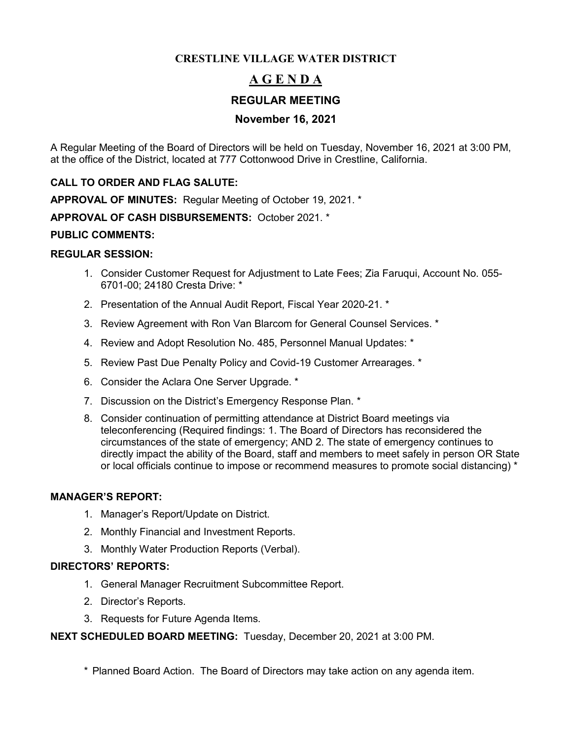**CRESTLINE VILLAGE WATER DISTRICT**

# A G E N D A

## REGULAR MEETING

### November 16, 2021

A Regular Meeting of the Board of Directors will be held on Tuesday, November 16, 2021 at 3:00 PM, at the office of the District, located at 777 Cottonwood Drive in Crestline, California.

**CALL TO ORDER AND FLAG SALUTE:**

**APPROVAL OF MINUTES:** Regular Meeting of October 19, 2021. *

**APPROVAL OF CASH DISBURSEMENTS:** October 2021. *

**PUBLIC COMMENTS:**

**REGULAR SESSION:**

1. Consider Customer Request for Adjustment to Late Fees; Zia Faruqui, Account No. 055-6701-00; 24180 Cresta Drive: *
2. Presentation of the Annual Audit Report, Fiscal Year 2020-21. *
3. Review Agreement with Ron Van Blarcom for General Counsel Services. *
4. Review and Adopt Resolution No. 485, Personnel Manual Updates: *
5. Review Past Due Penalty Policy and Covid-19 Customer Arrearages. *
6. Consider the Aclara One Server Upgrade. *
7. Discussion on the District's Emergency Response Plan. *
8. Consider continuation of permitting attendance at District Board meetings via teleconferencing (Required findings: 1. The Board of Directors has reconsidered the circumstances of the state of emergency; AND 2. The state of emergency continues to directly impact the ability of the Board, staff and members to meet safely in person OR State or local officials continue to impose or recommend measures to promote social distancing) *

**MANAGER'S REPORT:**

1. Manager's Report/Update on District.
2. Monthly Financial and Investment Reports.
3. Monthly Water Production Reports (Verbal).

**DIRECTORS' REPORTS:**

1. General Manager Recruitment Subcommittee Report.
2. Director's Reports.
3. Requests for Future Agenda Items.

**NEXT SCHEDULED BOARD MEETING:** Tuesday, December 20, 2021 at 3:00 PM.

* Planned Board Action. The Board of Directors may take action on any agenda item.